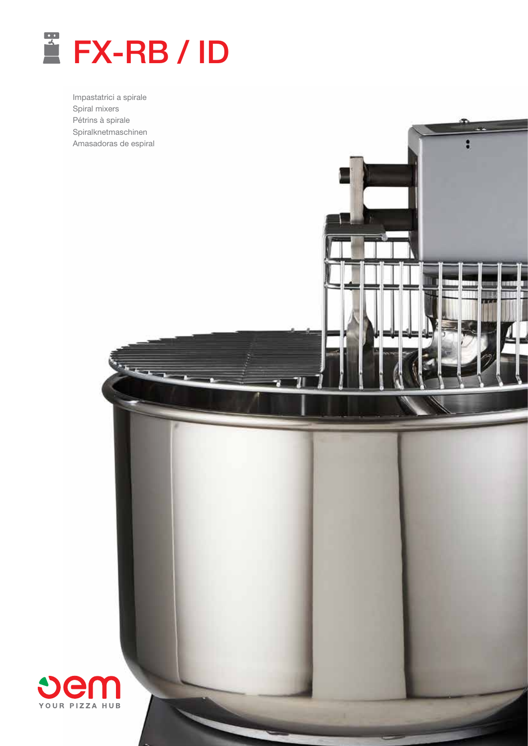# FX-RB / ID

Impastatrici a spirale
Spiral mixers
Pétrins à spirale
Spiralknetmaschinen
Amasadoras de espiral

oem
YOUR PIZZA HUB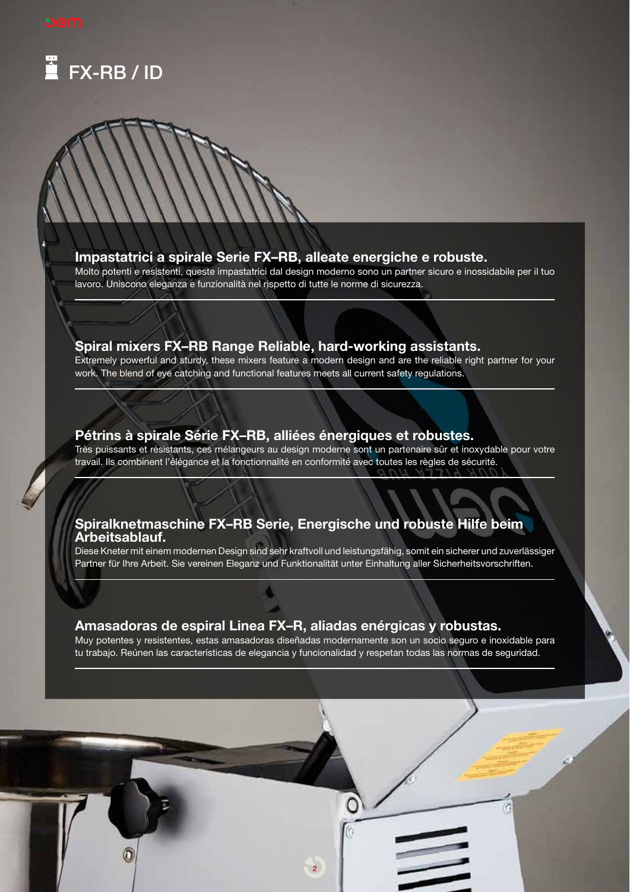# FX-RB / ID

## Impastatrici a spirale Serie FX–RB, alleate energiche e robuste.

Molto potenti e resistenti, queste impastatrici dal design moderno sono un partner sicuro e inossidabile per il tuo lavoro. Uniscono eleganza e funzionalità nel rispetto di tutte le norme di sicurezza.

## Spiral mixers FX–RB Range Reliable, hard-working assistants.

Extremely powerful and sturdy, these mixers feature a modern design and are the reliable right partner for your work. The blend of eye catching and functional features meets all current safety regulations.

## Pétrins à spirale Série FX–RB, alliées énergiques et robustes.

Très puissants et résistants, ces mélangeurs au design moderne sont un partenaire sûr et inoxydable pour votre travail. Ils combinent l'élégance et la fonctionnalité en conformité avec toutes les règles de sécurité.

## Spiralknetmaschine FX–RB Serie, Energische und robuste Hilfe beim Arbeitsablauf.

Diese Kneter mit einem modernen Design sind sehr kraftvoll und leistungsfähig, somit ein sicherer und zuverlässiger Partner für Ihre Arbeit. Sie vereinen Eleganz und Funktionalität unter Einhaltung aller Sicherheitsvorschriften.

## Amasadoras de espiral Linea FX–R, aliadas enérgicas y robustas.

Muy potentes y resistentes, estas amasadoras diseñadas modernamente son un socio seguro e inoxidable para tu trabajo. Reúnen las características de elegancia y funcionalidad y respetan todas las normas de seguridad.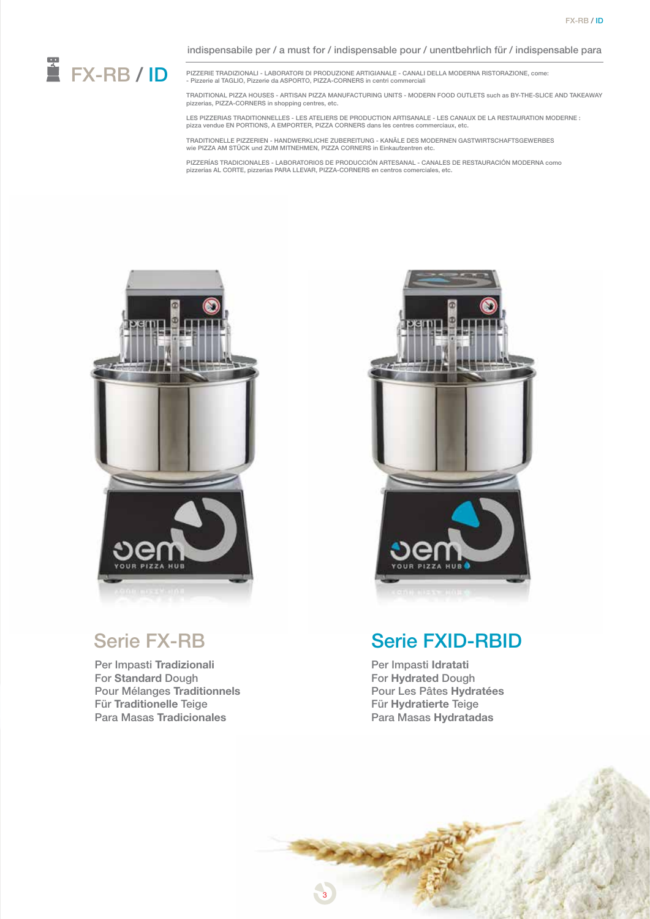# FX-RB / ID

indispensabile per / a must for / indispensable pour / unentbehrlich für / indispensable para

PIZZERIE TRADIZIONALI - LABORATORI DI PRODUZIONE ARTIGIANALE - CANALI DELLA MODERNA RISTORAZIONE, come:
- Pizzerie al TAGLIO, Pizzerie da ASPORTO, PIZZA-CORNERS in centri commerciali

TRADITIONAL PIZZA HOUSES - ARTISAN PIZZA MANUFACTURING UNITS - MODERN FOOD OUTLETS such as BY-THE-SLICE AND TAKEAWAY pizzerias, PIZZA-CORNERS in shopping centres, etc.

LES PIZZERIAS TRADITIONNELLES - LES ATELIERS DE PRODUCTION ARTISANALE - LES CANAUX DE LA RESTAURATION MODERNE : pizza vendue EN PORTIONS, A EMPORTER, PIZZA CORNERS dans les centres commerciaux, etc.

TRADITIONELLE PIZZERIEN - HANDWERKLICHE ZUBEREITUNG - KANÄLE DES MODERNEN GASTWIRTSCHAFTSGEWERBES wie PIZZA AM STÜCK und ZUM MITNEHMEN, PIZZA CORNERS in Einkaufzentren etc.

PIZZERÍAS TRADICIONALES - LABORATORIOS DE PRODUCCIÓN ARTESANAL - CANALES DE RESTAURACIÓN MODERNA como pizzerías AL CORTE, pizzerías PARA LLEVAR, PIZZA-CORNERS en centros comerciales, etc.

## Serie FX-RB

Per Impasti **Tradizionali**
For **Standard** Dough
Pour Mélanges **Traditionnels**
Für **Traditionelle** Teige
Para Masas **Tradicionales**

## Serie FXID-RBID

Per Impasti **Idratati**
For **Hydrated** Dough
Pour Les Pâtes **Hydratées**
Für **Hydratierte** Teige
Para Masas **Hydratadas**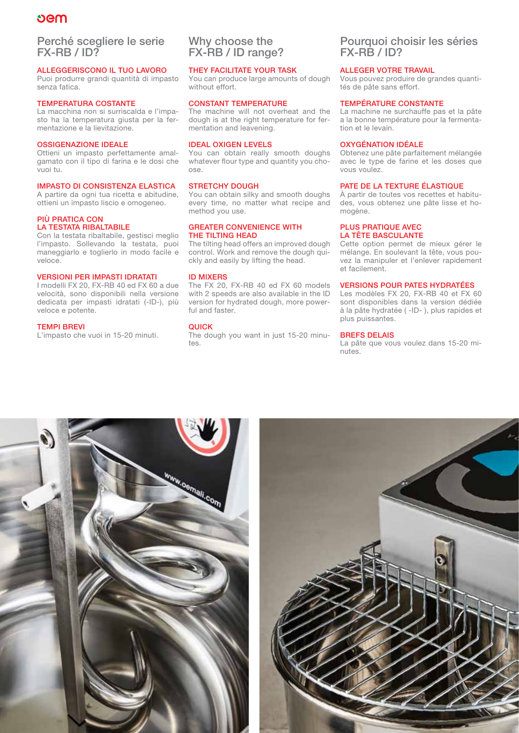# Perché scegliere le serie FX-RB / ID?

### ALLEGGERISCONO IL TUO LAVORO
Puoi produrre grandi quantità di impasto senza fatica.

### TEMPERATURA COSTANTE
La macchina non si surriscalda e l'impasto ha la temperatura giusta per la fermentazione e la lievitazione.

### OSSIGENAZIONE IDEALE
Ottieni un impasto perfettamente amalgamato con il tipo di farina e le dosi che vuoi tu.

### IMPASTO DI CONSISTENZA ELASTICA
A partire da ogni tua ricetta e abitudine, ottieni un impasto liscio e omogeneo.

### PIÙ PRATICA CON LA TESTATA RIBALTABILE
Con la testata ribaltabile, gestisci meglio l'impasto. Sollevando la testata, puoi maneggiarlo e toglierlo in modo facile e veloce.

### VERSIONI PER IMPASTI IDRATATI
I modelli FX 20, FX-RB 40 ed FX 60 a due velocità, sono disponibili nella versione dedicata per impasti idratati (-ID-), più veloce e potente.

### TEMPI BREVI
L'impasto che vuoi in 15-20 minuti.

# Why choose the FX-RB / ID range?

### THEY FACILITATE YOUR TASK
You can produce large amounts of dough without effort.

### CONSTANT TEMPERATURE
The machine will not overheat and the dough is at the right temperature for fermentation and leavening.

### IDEAL OXIGEN LEVELS
You can obtain really smooth doughs whatever flour type and quantity you choose.

### STRETCHY DOUGH
You can obtain silky and smooth doughs every time, no matter what recipe and method you use.

### GREATER CONVENIENCE WITH THE TILTING HEAD
The tilting head offers an improved dough control. Work and remove the dough quickly and easily by lifting the head.

### ID MIXERS
The FX 20, FX-RB 40 ed FX 60 models with 2 speeds are also available in the ID version for hydrated dough, more powerful and faster.

### QUICK
The dough you want in just 15-20 minutes.

# Pourquoi choisir les séries FX-RB / ID?

### ALLEGER VOTRE TRAVAIL
Vous pouvez produire de grandes quantités de pâte sans effort.

### TEMPÉRATURE CONSTANTE
La machine ne surchauffe pas et la pâte a la bonne température pour la fermentation et le levain.

### OXYGÉNATION IDÉALE
Obtenez une pâte parfaitement mélangée avec le type de farine et les doses que vous voulez.

### PATE DE LA TEXTURE ÉLASTIQUE
À partir de toutes vos recettes et habitudes, vous obtenez une pâte lisse et homogène.

### PLUS PRATIQUE AVEC LA TÊTE BASCULANTE
Cette option permet de mieux gérer le mélange. En soulevant la tête, vous pouvez la manipuler et l'enlever rapidement et facilement.

### VERSIONS POUR PATES HYDRATÉES
Les modèles FX 20, FX-RB 40 et FX 60 sont disponibles dans la version dédiée à la pâte hydratée ( -ID- ), plus rapides et plus puissantes.

### BREFS DELAIS
La pâte que vous voulez dans 15-20 minutes.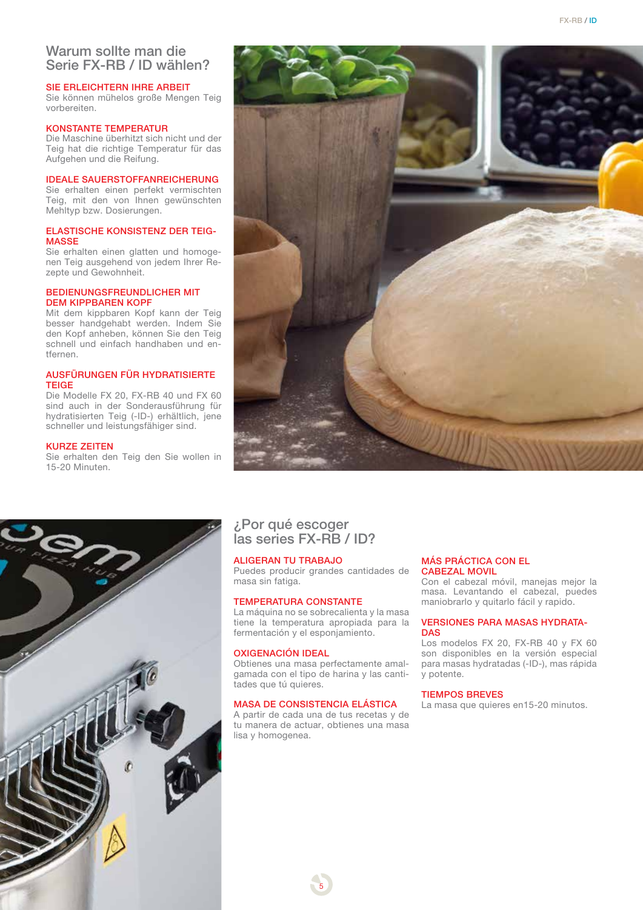## Warum sollte man die Serie FX-RB / ID wählen?

**SIE ERLEICHTERN IHRE ARBEIT**
Sie können mühelos große Mengen Teig vorbereiten.

**KONSTANTE TEMPERATUR**
Die Maschine überhitzt sich nicht und der Teig hat die richtige Temperatur für das Aufgehen und die Reifung.

**IDEALE SAUERSTOFFANREICHERUNG**
Sie erhalten einen perfekt vermischten Teig, mit den von Ihnen gewünschten Mehltyp bzw. Dosierungen.

**ELASTISCHE KONSISTENZ DER TEIGMASSE**
Sie erhalten einen glatten und homogenen Teig ausgehend von jedem Ihrer Rezepte und Gewohnheit.

**BEDIENUNGSFREUNDLICHER MIT DEM KIPPBAREN KOPF**
Mit dem kippbaren Kopf kann der Teig besser handgehabt werden. Indem Sie den Kopf anheben, können Sie den Teig schnell und einfach handhaben und entfernen.

**AUSFÜRUNGEN FÜR HYDRATISIERTE TEIGE**
Die Modelle FX 20, FX-RB 40 und FX 60 sind auch in der Sonderausführung für hydratisierten Teig (-ID-) erhältlich, jene schneller und leistungsfähiger sind.

**KURZE ZEITEN**
Sie erhalten den Teig den Sie wollen in 15-20 Minuten.

## ¿Por qué escoger las series FX-RB / ID?

**ALIGERAN TU TRABAJO**
Puedes producir grandes cantidades de masa sin fatiga.

**TEMPERATURA CONSTANTE**
La máquina no se sobrecalienta y la masa tiene la temperatura apropiada para la fermentación y el esponjamiento.

**OXIGENACIÓN IDEAL**
Obtienes una masa perfectamente amalgamada con el tipo de harina y las cantitades que tú quieres.

**MASA DE CONSISTENCIA ELÁSTICA**
A partir de cada una de tus recetas y de tu manera de actuar, obtienes una masa lisa y homogenea.

**MÁS PRÁCTICA CON EL CABEZAL MOVIL**
Con el cabezal móvil, manejas mejor la masa. Levantando el cabezal, puedes maniobrarlo y quitarlo fácil y rapido.

**VERSIONES PARA MASAS HYDRATADAS**
Los modelos FX 20, FX-RB 40 y FX 60 son disponibles en la versión especial para masas hydratadas (-ID-), mas rápida y potente.

**TIEMPOS BREVES**
La masa que quieres en15-20 minutos.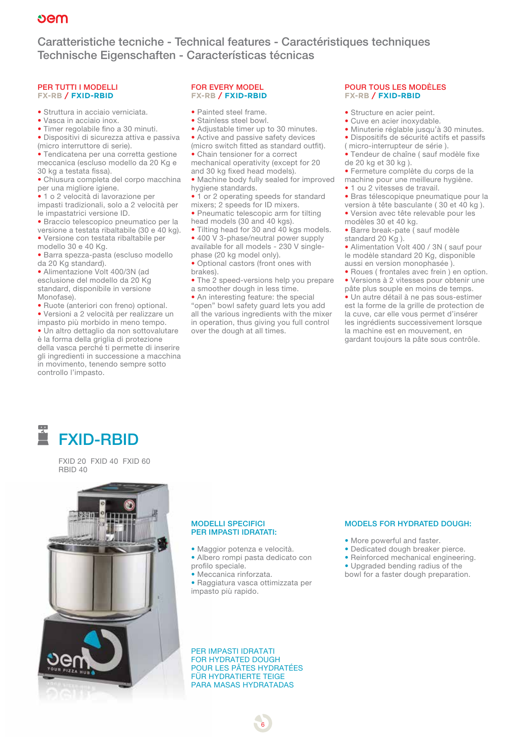## Caratteristiche tecniche - Technical features - Caractéristiques techniques Technische Eigenschaften - Características técnicas

### PER TUTTI I MODELLI
**FX-RB / FXID-RBID**

- Struttura in acciaio verniciata.
- Vasca in acciaio inox.
- Timer regolabile fino a 30 minuti.
- Dispositivi di sicurezza attiva e passiva (micro interruttore di serie).
- Tendicatena per una corretta gestione meccanica (escluso modello da 20 Kg e 30 kg a testata fissa).
- Chiusura completa del corpo macchina per una migliore igiene.
- 1 o 2 velocità di lavorazione per impasti tradizionali, solo a 2 velocità per le impastatrici versione ID.
- Braccio telescopico pneumatico per la versione a testata ribaltabile (30 e 40 kg).
- Versione con testata ribaltabile per modello 30 e 40 Kg.
- Barra spezza-pasta (escluso modello da 20 Kg standard).
- Alimentazione Volt 400/3N (ad esclusione del modello da 20 Kg standard, disponibile in versione Monofase).
- Ruote (anteriori con freno) optional.
- Versioni a 2 velocità per realizzare un impasto più morbido in meno tempo.
- Un altro dettaglio da non sottovalutare è la forma della griglia di protezione della vasca perché ti permette di inserire gli ingredienti in successione a macchina in movimento, tenendo sempre sotto controllo l'impasto.

### FOR EVERY MODEL
**FX-RB / FXID-RBID**

- Painted steel frame.
- Stainless steel bowl.
- Adjustable timer up to 30 minutes.
- Active and passive safety devices (micro switch fitted as standard outfit).
- Chain tensioner for a correct mechanical operativity (except for 20 and 30 kg fixed head models).
- Machine body fully sealed for improved hygiene standards.
- 1 or 2 operating speeds for standard mixers; 2 speeds for ID mixers.
- Pneumatic telescopic arm for tilting head models (30 and 40 kgs).
- Tilting head for 30 and 40 kgs models.
- 400 V 3-phase/neutral power supply available for all models - 230 V single-phase (20 kg model only).
- Optional castors (front ones with brakes).
- The 2 speed-versions help you prepare a smoother dough in less time.
- An interesting feature: the special "open" bowl safety guard lets you add all the various ingredients with the mixer in operation, thus giving you full control over the dough at all times.

### POUR TOUS LES MODÈLES
**FX-RB / FXID-RBID**

- Structure en acier peint.
- Cuve en acier inoxydable.
- Minuterie réglable jusqu'à 30 minutes.
- Dispositifs de sécurité actifs et passifs ( micro-interrupteur de série ).
- Tendeur de chaîne ( sauf modèle fixe de 20 kg et 30 kg ).
- Fermeture complète du corps de la machine pour une meilleure hygiène.
- 1 ou 2 vitesses de travail.
- Bras télescopique pneumatique pour la version à tête basculante ( 30 et 40 kg ).
- Version avec tête relevable pour les modèles 30 et 40 kg.
- Barre break-pate ( sauf modèle standard 20 Kg ).
- Alimentation Volt 400 / 3N ( sauf pour le modèle standard 20 Kg, disponible aussi en version monophasée ).
- Roues ( frontales avec frein ) en option.
- Versions à 2 vitesses pour obtenir une pâte plus souple en moins de temps.
- Un autre détail à ne pas sous-estimer est la forme de la grille de protection de la cuve, car elle vous permet d'insérer les ingrédients successivement lorsque la machine est en mouvement, en gardant toujours la pâte sous contrôle.

## FXID-RBID

FXID 20 FXID 40 FXID 60
RBID 40

### MODELLI SPECIFICI PER IMPASTI IDRATATI:

- Maggior potenza e velocità.
- Albero rompi pasta dedicato con profilo speciale.
- Meccanica rinforzata.
- Raggiatura vasca ottimizzata per impasto più rapido.

### MODELS FOR HYDRATED DOUGH:

- More powerful and faster.
- Dedicated dough breaker pierce.
- Reinforced mechanical engineering.
- Upgraded bending radius of the bowl for a faster dough preparation.

PER IMPASTI IDRATATI
FOR HYDRATED DOUGH
POUR LES PÂTES HYDRATÉES
FÜR HYDRATIERTE TEIGE
PARA MASAS HYDRATADAS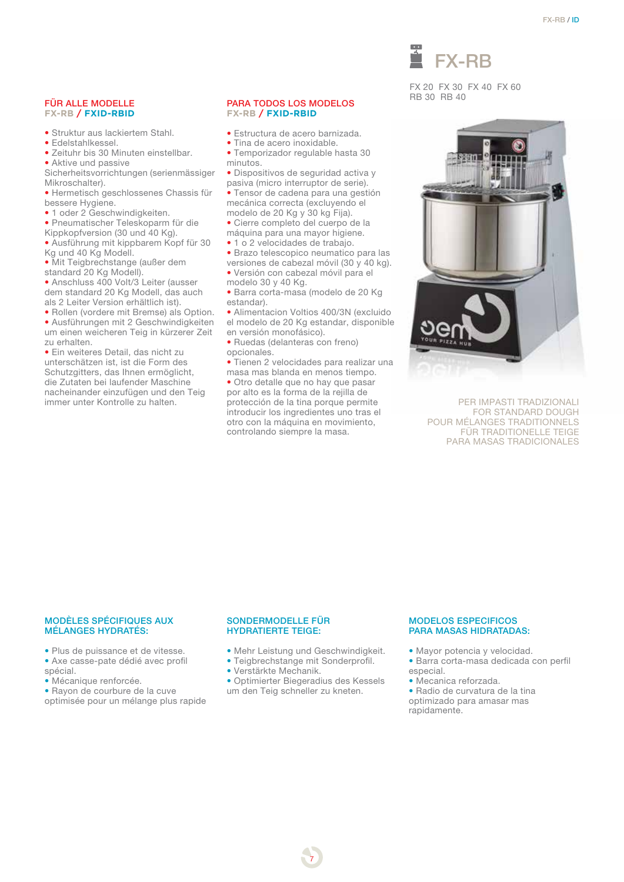# FX-RB

FX 20 FX 30 FX 40 FX 60
RB 30 RB 40

## FÜR ALLE MODELLE
### FX-RB / FXID-RBID

- Struktur aus lackiertem Stahl.
- Edelstahlkessel.
- Zeituhr bis 30 Minuten einstellbar.
- Aktive und passive Sicherheitsvorrichtungen (serienmässiger Mikroschalter).
- Hermetisch geschlossenes Chassis für bessere Hygiene.
- 1 oder 2 Geschwindigkeiten.
- Pneumatischer Teleskoparm für die Kippkopfversion (30 und 40 Kg).
- Ausführung mit kippbarem Kopf für 30 Kg und 40 Kg Modell.
- Mit Teigbrechstange (außer dem standard 20 Kg Modell).
- Anschluss 400 Volt/3 Leiter (ausser dem standard 20 Kg Modell, das auch als 2 Leiter Version erhältlich ist).
- Rollen (vordere mit Bremse) als Option.
- Ausführungen mit 2 Geschwindigkeiten um einen weicheren Teig in kürzerer Zeit zu erhalten.
- Ein weiteres Detail, das nicht zu unterschätzen ist, ist die Form des Schutzgitters, das Ihnen ermöglicht, die Zutaten bei laufender Maschine nacheinander einzufügen und den Teig immer unter Kontrolle zu halten.

## PARA TODOS LOS MODELOS
### FX-RB / FXID-RBID

- Estructura de acero barnizada.
- Tina de acero inoxidable.
- Temporizador regulable hasta 30 minutos.
- Dispositivos de seguridad activa y pasiva (micro interruptor de serie).
- Tensor de cadena para una gestión mecánica correcta (excluyendo el modelo de 20 Kg y 30 kg Fija).
- Cierre completo del cuerpo de la máquina para una mayor higiene.
- 1 o 2 velocidades de trabajo.
- Brazo telescopico neumatico para las versiones de cabezal móvil (30 y 40 kg).
- Versión con cabezal móvil para el modelo 30 y 40 Kg.
- Barra corta-masa (modelo de 20 Kg estandar).
- Alimentacion Voltios 400/3N (excluido el modelo de 20 Kg estandar, disponible en versión monofásico).
- Ruedas (delanteras con freno) opcionales.
- Tienen 2 velocidades para realizar una masa mas blanda en menos tiempo.
- Otro detalle que no hay que pasar por alto es la forma de la rejilla de protección de la tina porque permite introducir los ingredientes uno tras el otro con la máquina en movimiento, controlando siempre la masa.

PER IMPASTI TRADIZIONALI
FOR STANDARD DOUGH
POUR MÉLANGES TRADITIONNELS
FÜR TRADITIONELLE TEIGE
PARA MASAS TRADICIONALES

## MODÈLES SPÉCIFIQUES AUX MÉLANGES HYDRATÉS:

- Plus de puissance et de vitesse.
- Axe casse-pate dédié avec profil spécial.
- Mécanique renforcée.
- Rayon de courbure de la cuve optimisée pour un mélange plus rapide

## SONDERMODELLE FÜR HYDRATIERTE TEIGE:

- Mehr Leistung und Geschwindigkeit.
- Teigbrechstange mit Sonderprofil.
- Verstärkte Mechanik.
- Optimierter Biegeradius des Kessels um den Teig schneller zu kneten.

## MODELOS ESPECIFICOS PARA MASAS HIDRATADAS:

- Mayor potencia y velocidad.
- Barra corta-masa dedicada con perfil especial.
- Mecanica reforzada.
- Radio de curvatura de la tina optimizado para amasar mas rapidamente.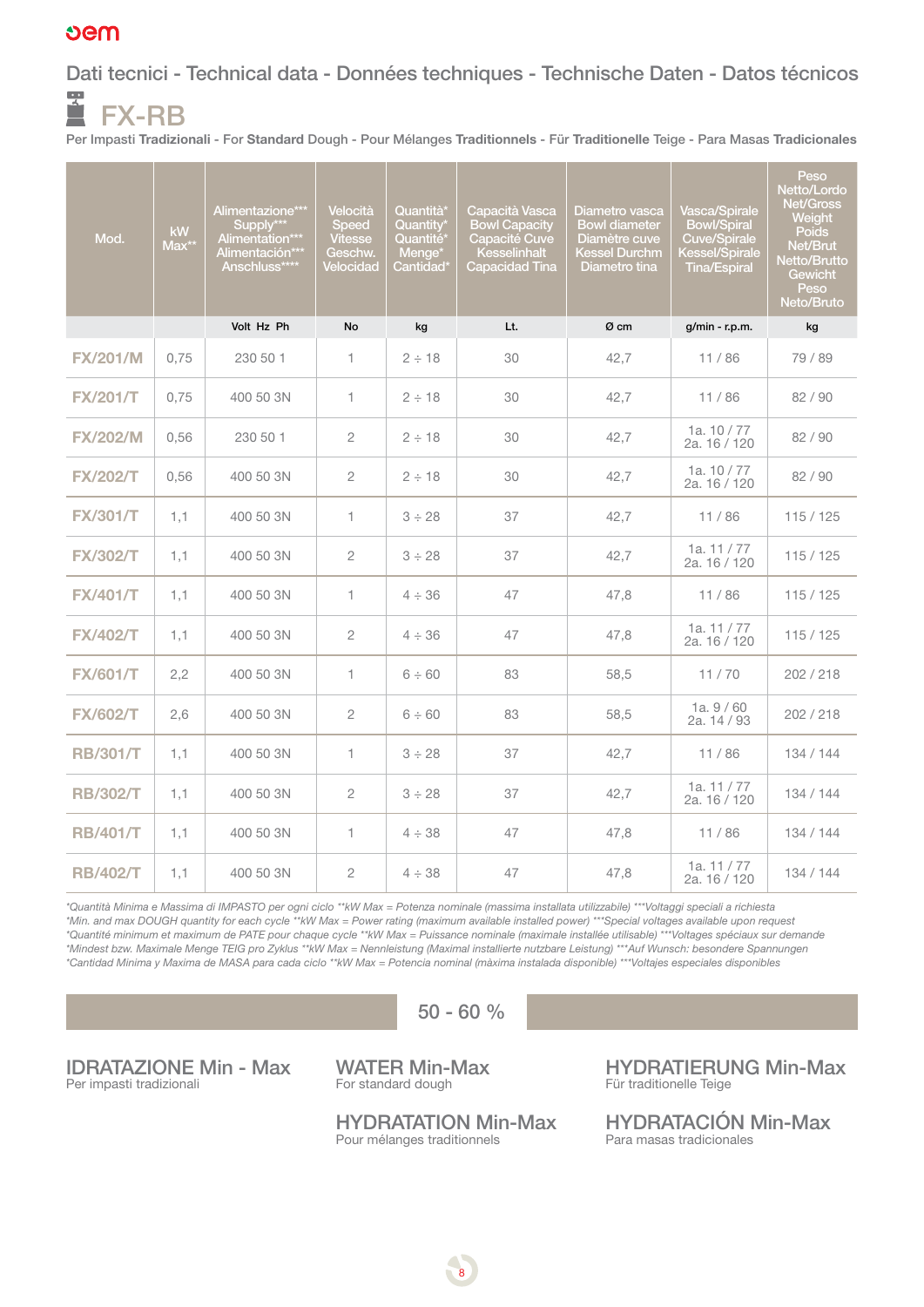## Dati tecnici - Technical data - Données techniques - Technische Daten - Datos técnicos

# FX-RB

Per Impasti **Tradizionali** - For **Standard** Dough - Pour Mélanges **Traditionnels** - Für **Traditionelle** Teige - Para Masas **Tradicionales**

| Mod. | kW Max** | Alimentazione*** Supply*** Alimentation*** Alimentación*** Anschluss**** | Velocità Speed Vitesse Geschw. Velocidad | Quantità* Quantity* Quantité* Menge* Cantidad* | Capacità Vasca Bowl Capacity Capacité Cuve Kesselinhalt Capacidad Tina | Diametro vasca Bowl diameter Diamètre cuve Kessel Durchm Diametro tina | Vasca/Spirale Bowl/Spiral Cuve/Spirale Kessel/Spirale Tina/Espiral | Peso Netto/Lordo Net/Gross Weight Poids Net/Brut Netto/Brutto Gewicht Peso Neto/Bruto |
|---|---|---|---|---|---|---|---|---|
| | | Volt Hz Ph | No | kg | Lt. | Ø cm | g/min - r.p.m. | kg |
| **FX/201/M** | 0,75 | 230 50 1 | 1 | 2 ÷ 18 | 30 | 42,7 | 11 / 86 | 79 / 89 |
| **FX/201/T** | 0,75 | 400 50 3N | 1 | 2 ÷ 18 | 30 | 42,7 | 11 / 86 | 82 / 90 |
| **FX/202/M** | 0,56 | 230 50 1 | 2 | 2 ÷ 18 | 30 | 42,7 | 1a. 10 / 77 2a. 16 / 120 | 82 / 90 |
| **FX/202/T** | 0,56 | 400 50 3N | 2 | 2 ÷ 18 | 30 | 42,7 | 1a. 10 / 77 2a. 16 / 120 | 82 / 90 |
| **FX/301/T** | 1,1 | 400 50 3N | 1 | 3 ÷ 28 | 37 | 42,7 | 11 / 86 | 115 / 125 |
| **FX/302/T** | 1,1 | 400 50 3N | 2 | 3 ÷ 28 | 37 | 42,7 | 1a. 11 / 77 2a. 16 / 120 | 115 / 125 |
| **FX/401/T** | 1,1 | 400 50 3N | 1 | 4 ÷ 36 | 47 | 47,8 | 11 / 86 | 115 / 125 |
| **FX/402/T** | 1,1 | 400 50 3N | 2 | 4 ÷ 36 | 47 | 47,8 | 1a. 11 / 77 2a. 16 / 120 | 115 / 125 |
| **FX/601/T** | 2,2 | 400 50 3N | 1 | 6 ÷ 60 | 83 | 58,5 | 11 / 70 | 202 / 218 |
| **FX/602/T** | 2,6 | 400 50 3N | 2 | 6 ÷ 60 | 83 | 58,5 | 1a. 9 / 60 2a. 14 / 93 | 202 / 218 |
| **RB/301/T** | 1,1 | 400 50 3N | 1 | 3 ÷ 28 | 37 | 42,7 | 11 / 86 | 134 / 144 |
| **RB/302/T** | 1,1 | 400 50 3N | 2 | 3 ÷ 28 | 37 | 42,7 | 1a. 11 / 77 2a. 16 / 120 | 134 / 144 |
| **RB/401/T** | 1,1 | 400 50 3N | 1 | 4 ÷ 38 | 47 | 47,8 | 11 / 86 | 134 / 144 |
| **RB/402/T** | 1,1 | 400 50 3N | 2 | 4 ÷ 38 | 47 | 47,8 | 1a. 11 / 77 2a. 16 / 120 | 134 / 144 |

*\*Quantità Minima e Massima di IMPASTO per ogni ciclo \*\*kW Max = Potenza nominale (massima installata utilizzabile) \*\*\*Voltaggi speciali a richiesta*
*\*Min. and max DOUGH quantity for each cycle \*\*kW Max = Power rating (maximum available installed power) \*\*\*Special voltages available upon request*
*\*Quantité minimum et maximum de PATE pour chaque cycle \*\*kW Max = Puissance nominale (maximale installée utilisable) \*\*\*Voltages spéciaux sur demande*
*\*Mindest bzw. Maximale Menge TEIG pro Zyklus \*\*kW Max = Nennleistung (Maximal installierte nutzbare Leistung) \*\*\*Auf Wunsch: besondere Spannungen*
*\*Cantidad Minima y Maxima de MASA para cada ciclo \*\*kW Max = Potencia nominal (màxima instalada disponible) \*\*\*Voltajes especiales disponibles*

**50 - 60 %**

## IDRATAZIONE Min - Max
Per impasti tradizionali

## WATER Min-Max
For standard dough

## HYDRATIERUNG Min-Max
Für traditionelle Teige

## HYDRATATION Min-Max
Pour mélanges traditionnels

## HYDRATACIÓN Min-Max
Para masas tradicionales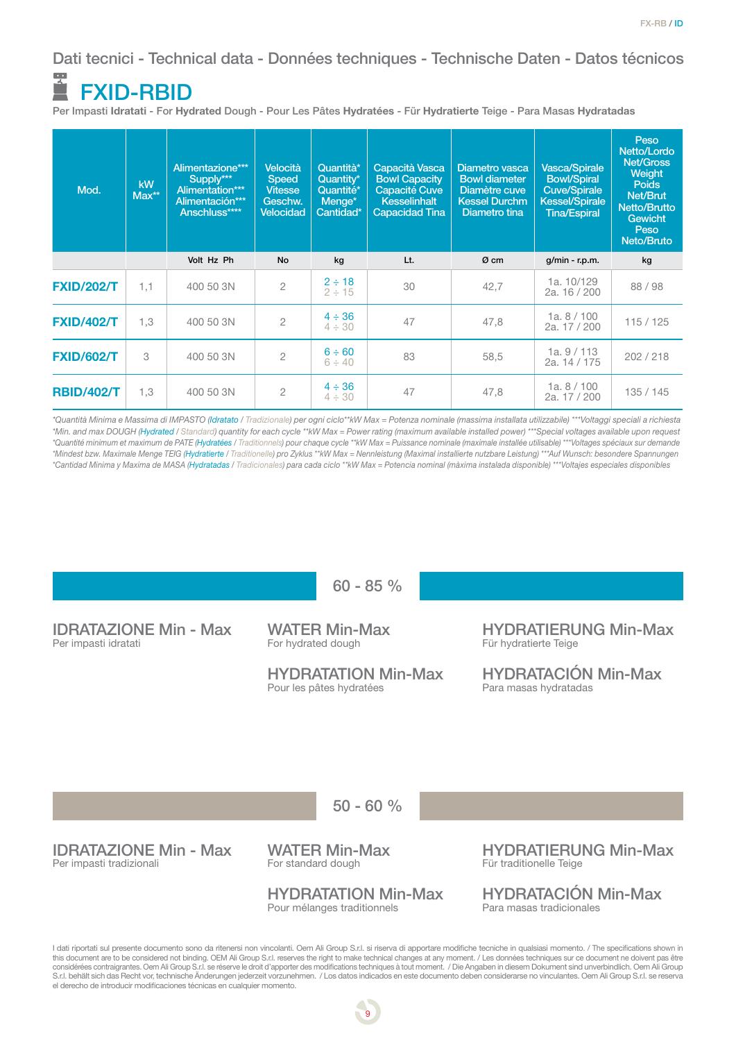Dati tecnici - Technical data - Données techniques - Technische Daten - Datos técnicos

# FXID-RBID

Per Impasti **Idratati** - For **Hydrated** Dough - Pour Les Pâtes **Hydratées** - Für **Hydratierte** Teige - Para Masas **Hydratadas**

| Mod. | kW Max** | Alimentazione*** Supply*** Alimentation*** Alimentación*** Anschluss**** | Velocità Speed Vitesse Geschw. Velocidad | Quantità* Quantity* Quantité* Menge* Cantidad* | Capacità Vasca Bowl Capacity Capacité Cuve Kesselinhalt Capacidad Tina | Diametro vasca Bowl diameter Diamètre cuve Kessel Durchm Diametro tina | Vasca/Spirale Bowl/Spiral Cuve/Spirale Kessel/Spirale Tina/Espiral | Peso Netto/Lordo Net/Gross Weight Poids Net/Brut Netto/Brutto Gewicht Peso Neto/Bruto |
|---|---|---|---|---|---|---|---|---|
| | | Volt Hz Ph | No | kg | Lt. | Ø cm | g/min - r.p.m. | kg |
| **FXID/202/T** | 1,1 | 400 50 3N | 2 | 2 ÷ 18<br>2 ÷ 15 | 30 | 42,7 | 1a. 10/129<br>2a. 16 / 200 | 88 / 98 |
| **FXID/402/T** | 1,3 | 400 50 3N | 2 | 4 ÷ 36<br>4 ÷ 30 | 47 | 47,8 | 1a. 8 / 100<br>2a. 17 / 200 | 115 / 125 |
| **FXID/602/T** | 3 | 400 50 3N | 2 | 6 ÷ 60<br>6 ÷ 40 | 83 | 58,5 | 1a. 9 / 113<br>2a. 14 / 175 | 202 / 218 |
| **RBID/402/T** | 1,3 | 400 50 3N | 2 | 4 ÷ 36<br>4 ÷ 30 | 47 | 47,8 | 1a. 8 / 100<br>2a. 17 / 200 | 135 / 145 |

*\*Quantità Minima e Massima di IMPASTO (Idratato / Tradizionale) per ogni ciclo\*\*kW Max = Potenza nominale (massima installata utilizzabile) \*\*\*Voltaggi speciali a richiesta*
*\*Min. and max DOUGH (Hydrated / Standard) quantity for each cycle \*\*kW Max = Power rating (maximum available installed power) \*\*\*Special voltages available upon request*
*\*Quantité minimum et maximum de PATE (Hydratées / Traditionnels) pour chaque cycle \*\*kW Max = Puissance nominale (maximale installée utilisable) \*\*\*Voltages spéciaux sur demande*
*\*Mindest bzw. Maximale Menge TEIG (Hydratierte / Traditionelle) pro Zyklus \*\*kW Max = Nennleistung (Maximal installierte nutzbare Leistung) \*\*\*Auf Wunsch: besondere Spannungen*
*\*Cantidad Minima y Maxima de MASA (Hydratadas / Tradicionales) para cada ciclo \*\*kW Max = Potencia nominal (màxima instalada disponible) \*\*\*Voltajes especiales disponibles*

## 60 - 85 %

**IDRATAZIONE Min - Max**
Per impasti idratati

**WATER Min-Max**
For hydrated dough

**HYDRATIERUNG Min-Max**
Für hydratierte Teige

**HYDRATATION Min-Max**
Pour les pâtes hydratées

**HYDRATACIÓN Min-Max**
Para masas hydratadas

## 50 - 60 %

**IDRATAZIONE Min - Max**
Per impasti tradizionali

**WATER Min-Max**
For standard dough

**HYDRATIERUNG Min-Max**
Für traditionelle Teige

**HYDRATATION Min-Max**
Pour mélanges traditionnels

**HYDRATACIÓN Min-Max**
Para masas tradicionales

I dati riportati sul presente documento sono da ritenersi non vincolanti. Oem Ali Group S.r.l. si riserva di apportare modifiche tecniche in qualsiasi momento. / The specifications shown in this document are to be considered not binding. OEM Ali Group S.r.l. reserves the right to make technical changes at any moment. / Les données techniques sur ce document ne doivent pas être considérées contraignantes. Oem Ali Group S.r.l. se réserve le droit d'apporter des modifications techniques à tout moment. / Die Angaben in diesem Dokument sind unverbindlich. Oem Ali Group S.r.l. behält sich das Recht vor, technische Änderungen jederzeit vorzunehmen. / Los datos indicados en este documento deben considerarse no vinculantes. Oem Ali Group S.r.l. se reserva el derecho de introducir modificaciones técnicas en cualquier momento.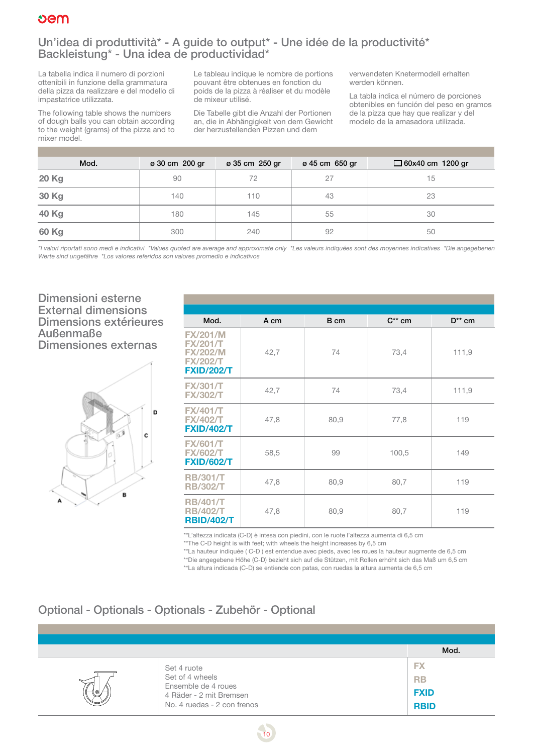## Un'idea di produttività* - A guide to output* - Une idée de la productivité* Backleistung* - Una idea de productividad*

La tabella indica il numero di porzioni ottenibili in funzione della grammatura della pizza da realizzare e del modello di impastatrice utilizzata.

The following table shows the numbers of dough balls you can obtain according to the weight (grams) of the pizza and to mixer model.

Le tableau indique le nombre de portions pouvant être obtenues en fonction du poids de la pizza à réaliser et du modèle de mixeur utilisé.

Die Tabelle gibt die Anzahl der Portionen an, die in Abhängigkeit von dem Gewicht der herzustellenden Pizzen und dem verwendeten Knetermodell erhalten werden können.

La tabla indica el número de porciones obtenibles en función del peso en gramos de la pizza que hay que realizar y del modelo de la amasadora utilizada.

| Mod. | ø 30 cm 200 gr | ø 35 cm 250 gr | ø 45 cm 650 gr | ☐ 60x40 cm 1200 gr |
|---|---|---|---|---|
| **20 Kg** | 90 | 72 | 27 | 15 |
| **30 Kg** | 140 | 110 | 43 | 23 |
| **40 Kg** | 180 | 145 | 55 | 30 |
| **60 Kg** | 300 | 240 | 92 | 50 |

*\*I valori riportati sono medi e indicativi \*Values quoted are average and approximate only \*Les valeurs indiquées sont des moyennes indicatives \*Die angegebenen Werte sind ungefähre \*Los valores referidos son valores promedio e indicativos*

## Dimensioni esterne
## External dimensions
## Dimensions extérieures
## Außenmaße
## Dimensiones externas

| Mod. | A cm | B cm | C** cm | D** cm |
|---|---|---|---|---|
| FX/201/M<br>FX/201/T<br>FX/202/M<br>FX/202/T<br>**FXID/202/T** | 42,7 | 74 | 73,4 | 111,9 |
| FX/301/T<br>FX/302/T | 42,7 | 74 | 73,4 | 111,9 |
| FX/401/T<br>FX/402/T<br>**FXID/402/T** | 47,8 | 80,9 | 77,8 | 119 |
| FX/601/T<br>FX/602/T<br>**FXID/602/T** | 58,5 | 99 | 100,5 | 149 |
| RB/301/T<br>RB/302/T | 47,8 | 80,9 | 80,7 | 119 |
| RB/401/T<br>RB/402/T<br>**RBID/402/T** | 47,8 | 80,9 | 80,7 | 119 |

**L'altezza indicata (C-D) è intesa con piedini, con le ruote l'altezza aumenta di 6,5 cm
**The C-D height is with feet; with wheels the height increases by 6,5 cm
**La hauteur indiquée ( C-D ) est entendue avec pieds, avec les roues la hauteur augmente de 6,5 cm
**Die angegebene Höhe (C-D) bezieht sich auf die Stützen, mit Rollen erhöht sich das Maß um 6,5 cm
**La altura indicada (C-D) se entiende con patas, con ruedas la altura aumenta de 6,5 cm

## Optional - Optionals - Optionals - Zubehör - Optional

| | | Mod. |
|---|---|---|
| | Set 4 ruote<br>Set of 4 wheels<br>Ensemble de 4 roues<br>4 Räder - 2 mit Bremsen<br>No. 4 ruedas - 2 con frenos | FX<br>RB<br>**FXID**<br>**RBID** |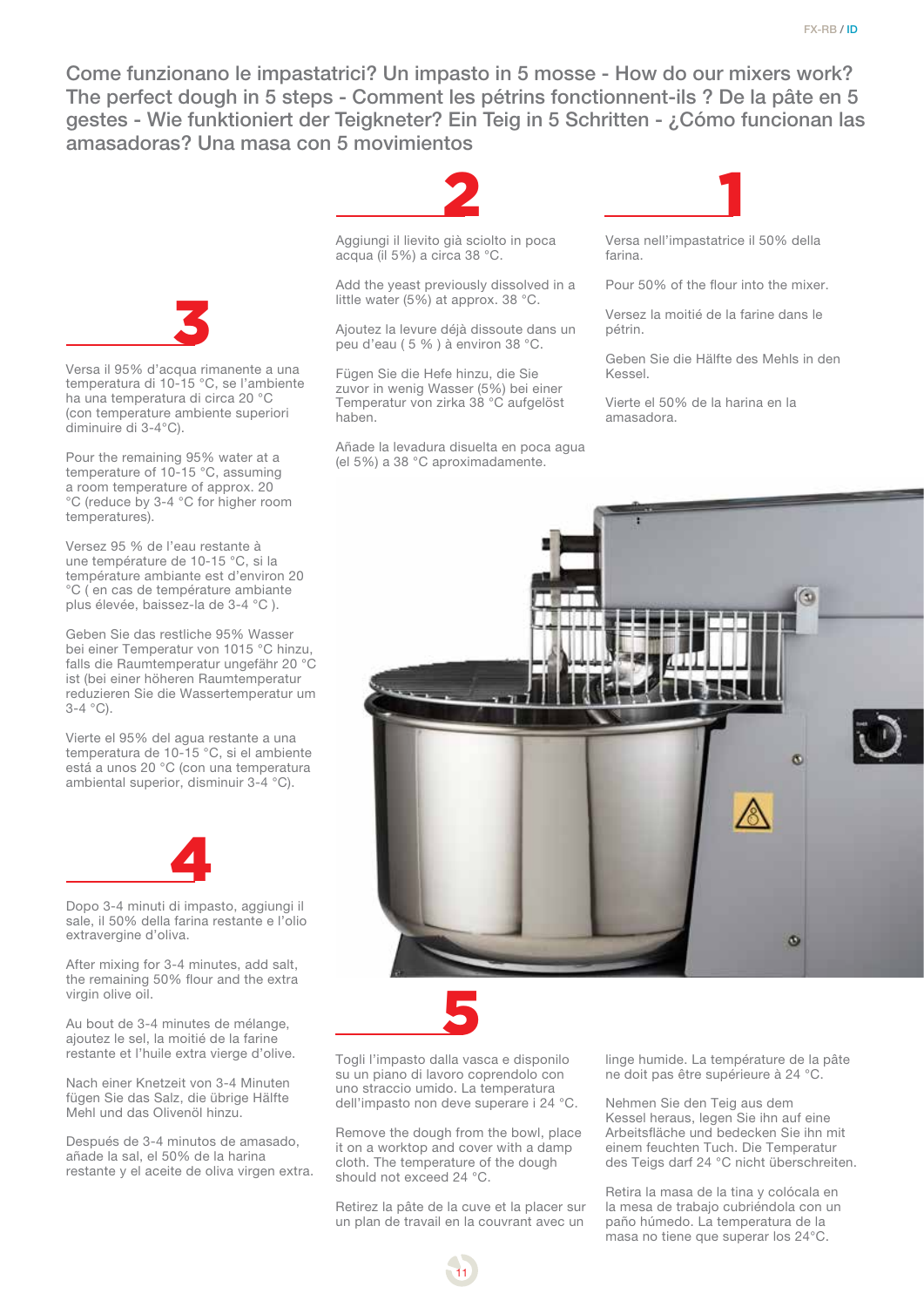# Come funzionano le impastatrici? Un impasto in 5 mosse - How do our mixers work? The perfect dough in 5 steps - Comment les pétrins fonctionnent-ils ? De la pâte en 5 gestes - Wie funktioniert der Teigkneter? Ein Teig in 5 Schritten - ¿Cómo funcionan las amasadoras? Una masa con 5 movimientos

## 1

Versa nell'impastatrice il 50% della farina.

Pour 50% of the flour into the mixer.

Versez la moitié de la farine dans le pétrin.

Geben Sie die Hälfte des Mehls in den Kessel.

Vierte el 50% de la harina en la amasadora.

## 2

Aggiungi il lievito già sciolto in poca acqua (il 5%) a circa 38 °C.

Add the yeast previously dissolved in a little water (5%) at approx. 38 °C.

Ajoutez la levure déjà dissoute dans un peu d'eau ( 5 % ) à environ 38 °C.

Fügen Sie die Hefe hinzu, die Sie zuvor in wenig Wasser (5%) bei einer Temperatur von zirka 38 °C aufgelöst haben.

Añade la levadura disuelta en poca agua (el 5%) a 38 °C aproximadamente.

## 3

Versa il 95% d'acqua rimanente a una temperatura di 10-15 °C, se l'ambiente ha una temperatura di circa 20 °C (con temperature ambiente superiori diminuire di 3-4°C).

Pour the remaining 95% water at a temperature of 10-15 °C, assuming a room temperature of approx. 20 °C (reduce by 3-4 °C for higher room temperatures).

Versez 95 % de l'eau restante à une température de 10-15 °C, si la température ambiante est d'environ 20 °C ( en cas de température ambiante plus élevée, baissez-la de 3-4 °C ).

Geben Sie das restliche 95% Wasser bei einer Temperatur von 1015 °C hinzu, falls die Raumtemperatur ungefähr 20 °C ist (bei einer höheren Raumtemperatur reduzieren Sie die Wassertemperatur um 3-4 °C).

Vierte el 95% del agua restante a una temperatura de 10-15 °C, si el ambiente está a unos 20 °C (con una temperatura ambiental superior, disminuir 3-4 °C).

## 4

Dopo 3-4 minuti di impasto, aggiungi il sale, il 50% della farina restante e l'olio extravergine d'oliva.

After mixing for 3-4 minutes, add salt, the remaining 50% flour and the extra virgin olive oil.

Au bout de 3-4 minutes de mélange, ajoutez le sel, la moitié de la farine restante et l'huile extra vierge d'olive.

Nach einer Knetzeit von 3-4 Minuten fügen Sie das Salz, die übrige Hälfte Mehl und das Olivenöl hinzu.

Después de 3-4 minutos de amasado, añade la sal, el 50% de la harina restante y el aceite de oliva virgen extra.

## 5

Togli l'impasto dalla vasca e disponilo su un piano di lavoro coprendolo con uno straccio umido. La temperatura dell'impasto non deve superare i 24 °C.

Remove the dough from the bowl, place it on a worktop and cover with a damp cloth. The temperature of the dough should not exceed 24 °C.

Retirez la pâte de la cuve et la placer sur un plan de travail en la couvrant avec un linge humide. La température de la pâte ne doit pas être supérieure à 24 °C.

Nehmen Sie den Teig aus dem Kessel heraus, legen Sie ihn auf eine Arbeitsfläche und bedecken Sie ihn mit einem feuchten Tuch. Die Temperatur des Teigs darf 24 °C nicht überschreiten.

Retira la masa de la tina y colócala en la mesa de trabajo cubriéndola con un paño húmedo. La temperatura de la masa no tiene que superar los 24°C.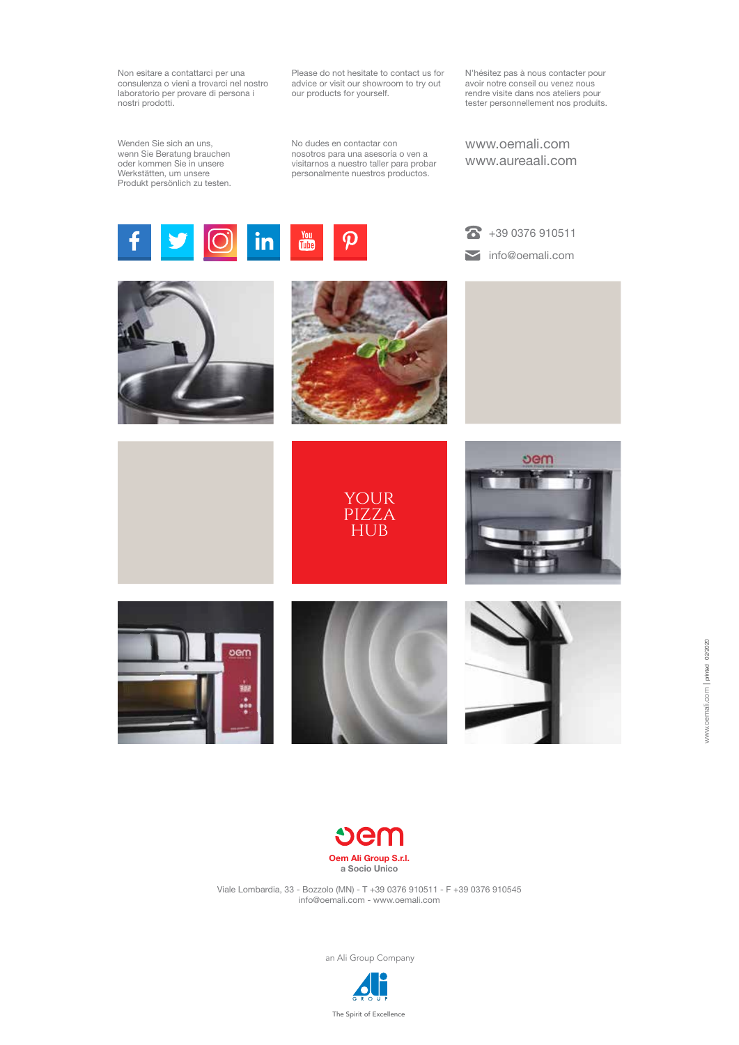Non esitare a contattarci per una consulenza o vieni a trovarci nel nostro laboratorio per provare di persona i nostri prodotti.

Please do not hesitate to contact us for advice or visit our showroom to try out our products for yourself.

N'hésitez pas à nous contacter pour avoir notre conseil ou venez nous rendre visite dans nos ateliers pour tester personnellement nos produits.

Wenden Sie sich an uns, wenn Sie Beratung brauchen oder kommen Sie in unsere Werkstätten, um unsere Produkt persönlich zu testen.

No dudes en contactar con nosotros para una asesoría o ven a visitarnos a nuestro taller para probar personalmente nuestros productos.

www.oemali.com
www.aureaali.com

+39 0376 910511

info@oemali.com

YOUR PIZZA HUB

**Oem Ali Group S.r.l.**
**a Socio Unico**

Viale Lombardia, 33 - Bozzolo (MN) - T +39 0376 910511 - F +39 0376 910545
info@oemali.com - www.oemali.com

an Ali Group Company

The Spirit of Excellence

www.oemali.com | printed 02/2020